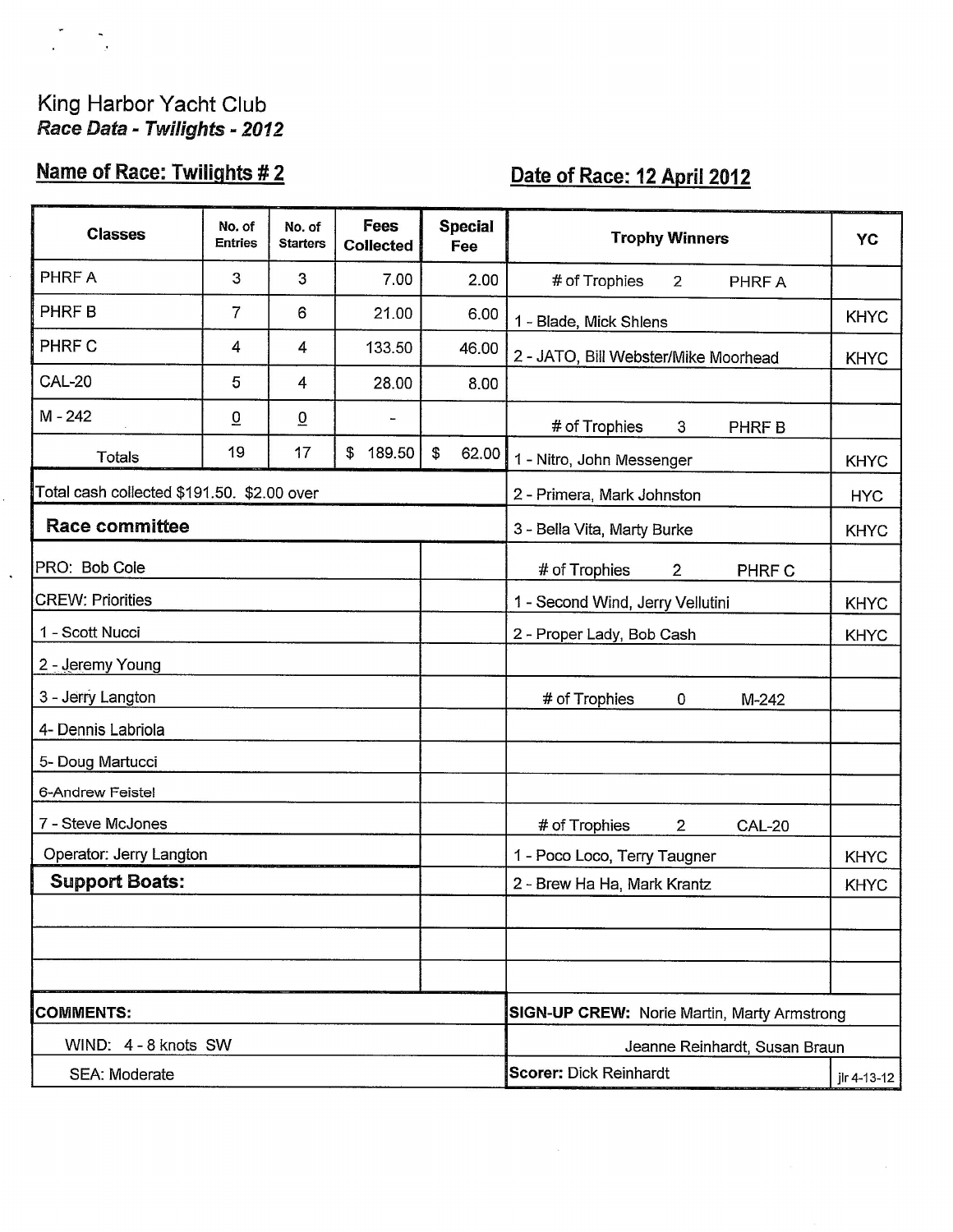King Harbor Yacht Club

*Race Data - Twilights - 2012*

**Name of Race: Twilights # 2** **Date of Race: 12 April 2012**

| Classes | No. of Entries | No. of Starters | Fees Collected | Special Fee |
|---|---|---|---|---|
| PHRF A | 3 | 3 | 7.00 | 2.00 |
| PHRF B | 7 | 6 | 21.00 | 6.00 |
| PHRF C | 4 | 4 | 133.50 | 46.00 |
| CAL-20 | 5 | 4 | 28.00 | 8.00 |
| M - 242 | 0 | 0 | - | |
| Totals | 19 | 17 | $ 189.50 | $ 62.00 |

Total cash collected $191.50. $2.00 over

| Trophy Winners | YC |
|---|---|
| # of Trophies 2 PHRF A | |
| 1 - Blade, Mick Shlens | KHYC |
| 2 - JATO, Bill Webster/Mike Moorhead | KHYC |
| | |
| # of Trophies 3 PHRF B | |
| 1 - Nitro, John Messenger | KHYC |
| 2 - Primera, Mark Johnston | HYC |
| 3 - Bella Vita, Marty Burke | KHYC |
| # of Trophies 2 PHRF C | |
| 1 - Second Wind, Jerry Vellutini | KHYC |
| 2 - Proper Lady, Bob Cash | KHYC |
| | |
| # of Trophies 0 M-242 | |
| | |
| | |
| | |
| # of Trophies 2 CAL-20 | |
| 1 - Poco Loco, Terry Taugner | KHYC |
| 2 - Brew Ha Ha, Mark Krantz | KHYC |

**Race committee**

| | |
|---|---|
| PRO: Bob Cole | |
| CREW: Priorities | |
| 1 - Scott Nucci | |
| 2 - Jeremy Young | |
| 3 - Jerry Langton | |
| 4- Dennis Labriola | |
| 5- Doug Martucci | |
| 6-Andrew Feistel | |
| 7 - Steve McJones | |
| Operator: Jerry Langton | |

**Support Boats:**

**COMMENTS:**

WIND: 4 - 8 knots SW

SEA: Moderate

**SIGN-UP CREW:** Norie Martin, Marty Armstrong

Jeanne Reinhardt, Susan Braun

**Scorer:** Dick Reinhardt

jlr 4-13-12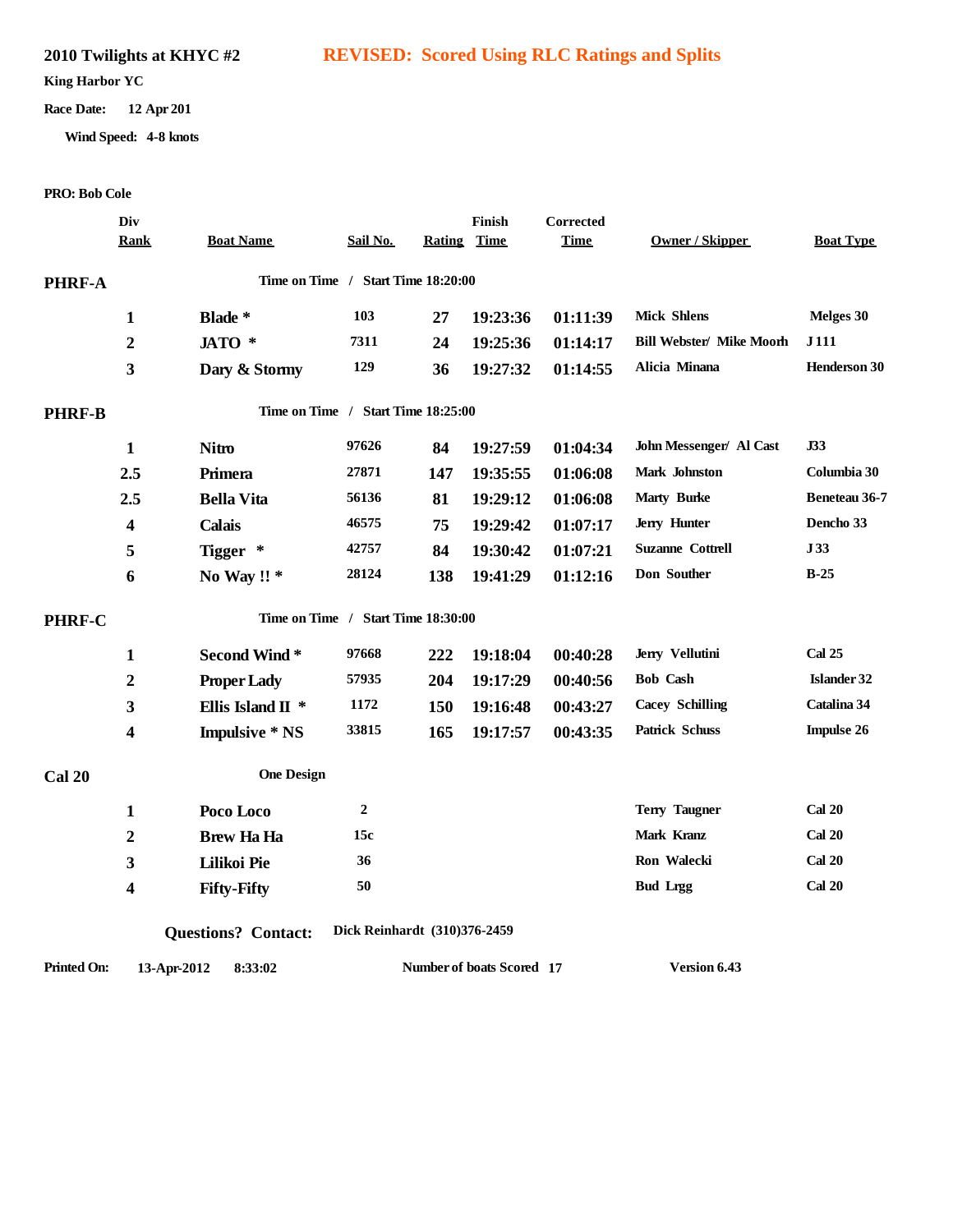# 2010 Twilights at KHYC #2

**REVISED: Scored Using RLC Ratings and Splits**

**King Harbor YC**

**Race Date:** 12 Apr 201

**Wind Speed:** 4-8 knots

**PRO:** Bob Cole

| Div Rank | Boat Name | Sail No. | Rating | Finish Time | Corrected Time | Owner / Skipper | Boat Type |
|---|---|---|---|---|---|---|---|
| **PHRF-A** | Time on Time / Start Time 18:20:00 | | | | | | |
| 1 | Blade * | 103 | 27 | 19:23:36 | 01:11:39 | Mick Shlens | Melges 30 |
| 2 | JATO * | 7311 | 24 | 19:25:36 | 01:14:17 | Bill Webster/ Mike Moorh | J 111 |
| 3 | Dary & Stormy | 129 | 36 | 19:27:32 | 01:14:55 | Alicia Minana | Henderson 30 |
| **PHRF-B** | Time on Time / Start Time 18:25:00 | | | | | | |
| 1 | Nitro | 97626 | 84 | 19:27:59 | 01:04:34 | John Messenger/ Al Cast | J33 |
| 2.5 | Primera | 27871 | 147 | 19:35:55 | 01:06:08 | Mark Johnston | Columbia 30 |
| 2.5 | Bella Vita | 56136 | 81 | 19:29:12 | 01:06:08 | Marty Burke | Beneteau 36-7 |
| 4 | Calais | 46575 | 75 | 19:29:42 | 01:07:17 | Jerry Hunter | Dencho 33 |
| 5 | Tigger * | 42757 | 84 | 19:30:42 | 01:07:21 | Suzanne Cottrell | J 33 |
| 6 | No Way !! * | 28124 | 138 | 19:41:29 | 01:12:16 | Don Souther | B-25 |
| **PHRF-C** | Time on Time / Start Time 18:30:00 | | | | | | |
| 1 | Second Wind * | 97668 | 222 | 19:18:04 | 00:40:28 | Jerry Vellutini | Cal 25 |
| 2 | Proper Lady | 57935 | 204 | 19:17:29 | 00:40:56 | Bob Cash | Islander 32 |
| 3 | Ellis Island II * | 1172 | 150 | 19:16:48 | 00:43:27 | Cacey Schilling | Catalina 34 |
| 4 | Impulsive * NS | 33815 | 165 | 19:17:57 | 00:43:35 | Patrick Schuss | Impulse 26 |
| **Cal 20** | One Design | | | | | | |
| 1 | Poco Loco | 2 | | | | Terry Taugner | Cal 20 |
| 2 | Brew Ha Ha | 15c | | | | Mark Kranz | Cal 20 |
| 3 | Lilikoi Pie | 36 | | | | Ron Walecki | Cal 20 |
| 4 | Fifty-Fifty | 50 | | | | Bud Lrgg | Cal 20 |

**Questions? Contact:** Dick Reinhardt (310)376-2459

**Printed On:** 13-Apr-2012 8:33:02 **Number of boats Scored** 17 **Version 6.43**